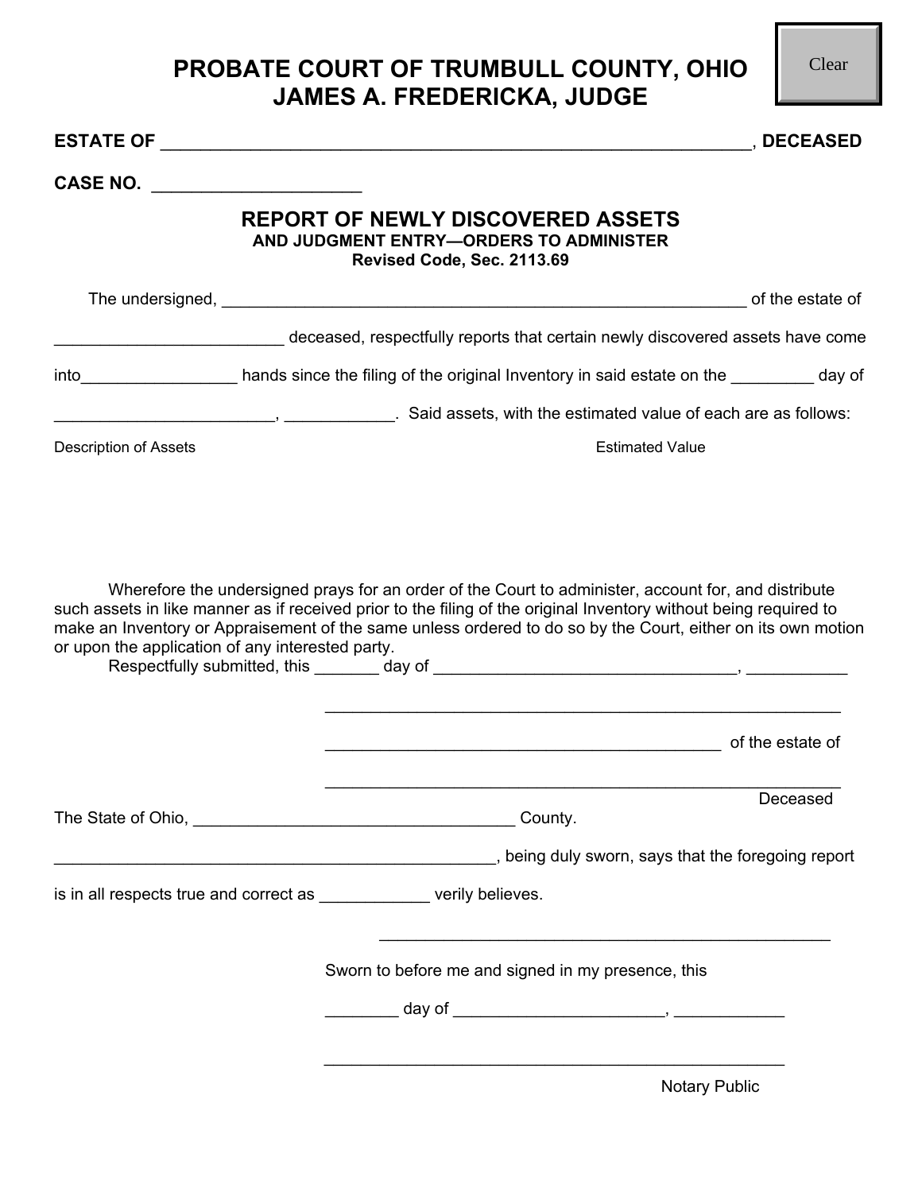# PROBATE COURT OF TRUMBULL COUNTY, OHIO
# JAMES A. FREDERICKA, JUDGE

**ESTATE OF \_\_\_\_\_\_\_\_\_\_\_\_\_\_\_\_\_\_\_\_\_\_\_\_\_\_\_\_\_\_\_\_\_\_\_\_\_\_\_\_\_\_\_\_\_\_\_\_\_\_\_\_\_\_\_\_\_\_\_\_, DECEASED**

**CASE NO. \_\_\_\_\_\_\_\_\_\_\_\_\_\_\_\_\_\_\_\_\_**

## REPORT OF NEWLY DISCOVERED ASSETS

**AND JUDGMENT ENTRY—ORDERS TO ADMINISTER**
**Revised Code, Sec. 2113.69**

The undersigned, \_\_\_\_\_\_\_\_\_\_\_\_\_\_\_\_\_\_\_\_\_\_\_\_\_\_\_\_\_\_\_\_\_\_\_\_\_\_\_\_\_\_\_\_\_\_\_\_\_\_\_\_\_\_\_\_\_\_ of the estate of \_\_\_\_\_\_\_\_\_\_\_\_\_\_\_\_\_\_\_\_\_\_\_\_\_ deceased, respectfully reports that certain newly discovered assets have come into\_\_\_\_\_\_\_\_\_\_\_\_\_\_\_\_\_ hands since the filing of the original Inventory in said estate on the \_\_\_\_\_\_\_\_\_ day of \_\_\_\_\_\_\_\_\_\_\_\_\_\_\_\_\_\_\_\_\_\_\_\_, \_\_\_\_\_\_\_\_\_\_\_\_. Said assets, with the estimated value of each are as follows:

| Description of Assets | Estimated Value |
|---|---|
| | |

Wherefore the undersigned prays for an order of the Court to administer, account for, and distribute such assets in like manner as if received prior to the filing of the original Inventory without being required to make an Inventory or Appraisement of the same unless ordered to do so by the Court, either on its own motion or upon the application of any interested party.

Respectfully submitted, this \_\_\_\_\_\_\_ day of \_\_\_\_\_\_\_\_\_\_\_\_\_\_\_\_\_\_\_\_\_\_\_\_\_\_\_\_\_\_\_\_\_\_, \_\_\_\_\_\_\_\_\_\_\_

\_\_\_\_\_\_\_\_\_\_\_\_\_\_\_\_\_\_\_\_\_\_\_\_\_\_\_\_\_\_\_\_\_\_\_\_\_\_\_\_\_\_\_\_\_\_\_\_\_\_\_\_\_\_\_\_\_

\_\_\_\_\_\_\_\_\_\_\_\_\_\_\_\_\_\_\_\_\_\_\_\_\_\_\_\_\_\_\_\_\_\_\_\_\_\_\_\_\_\_\_\_\_ of the estate of

\_\_\_\_\_\_\_\_\_\_\_\_\_\_\_\_\_\_\_\_\_\_\_\_\_\_\_\_\_\_\_\_\_\_\_\_\_\_\_\_\_\_\_\_\_\_\_\_\_\_\_\_\_\_\_\_\_
Deceased

The State of Ohio, \_\_\_\_\_\_\_\_\_\_\_\_\_\_\_\_\_\_\_\_\_\_\_\_\_\_\_\_\_\_\_\_\_\_\_\_ County.

\_\_\_\_\_\_\_\_\_\_\_\_\_\_\_\_\_\_\_\_\_\_\_\_\_\_\_\_\_\_\_\_\_\_\_\_\_\_\_\_\_\_\_\_\_\_\_\_\_, being duly sworn, says that the foregoing report is in all respects true and correct as \_\_\_\_\_\_\_\_\_\_\_\_ verily believes.

\_\_\_\_\_\_\_\_\_\_\_\_\_\_\_\_\_\_\_\_\_\_\_\_\_\_\_\_\_\_\_\_\_\_\_\_\_\_\_\_\_\_\_\_\_\_\_\_\_

Sworn to before me and signed in my presence, this

\_\_\_\_\_\_\_\_ day of \_\_\_\_\_\_\_\_\_\_\_\_\_\_\_\_\_\_\_\_\_\_\_, \_\_\_\_\_\_\_\_\_\_\_\_

\_\_\_\_\_\_\_\_\_\_\_\_\_\_\_\_\_\_\_\_\_\_\_\_\_\_\_\_\_\_\_\_\_\_\_\_\_\_\_\_\_\_\_\_\_\_\_\_\_\_\_
Notary Public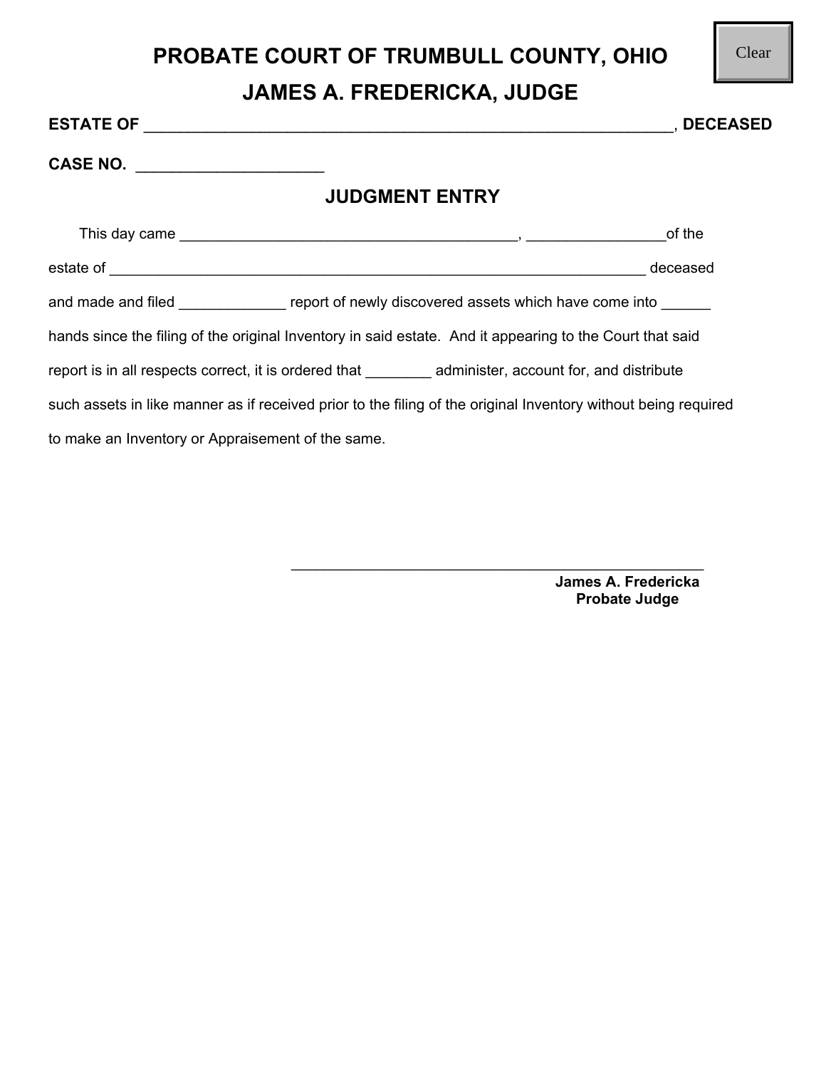# PROBATE COURT OF TRUMBULL COUNTY, OHIO

## JAMES A. FREDERICKA, JUDGE

**ESTATE OF \_\_\_\_\_\_\_\_\_\_\_\_\_\_\_\_\_\_\_\_\_\_\_\_\_\_\_\_\_\_\_\_\_\_\_\_\_\_\_\_\_\_\_\_\_\_\_\_\_\_\_\_\_\_\_\_\_\_\_\_\_, DECEASED**

**CASE NO. \_\_\_\_\_\_\_\_\_\_\_\_\_\_\_\_\_\_\_\_\_\_**

## JUDGMENT ENTRY

This day came \_\_\_\_\_\_\_\_\_\_\_\_\_\_\_\_\_\_\_\_\_\_\_\_\_\_\_\_\_\_\_\_\_\_\_\_\_\_\_\_\_, \_\_\_\_\_\_\_\_\_\_\_\_\_\_\_\_\_of the estate of \_\_\_\_\_\_\_\_\_\_\_\_\_\_\_\_\_\_\_\_\_\_\_\_\_\_\_\_\_\_\_\_\_\_\_\_\_\_\_\_\_\_\_\_\_\_\_\_\_\_\_\_\_\_\_\_\_\_\_\_\_\_\_\_ deceased and made and filed \_\_\_\_\_\_\_\_\_\_\_\_\_ report of newly discovered assets which have come into \_\_\_\_\_\_ hands since the filing of the original Inventory in said estate. And it appearing to the Court that said report is in all respects correct, it is ordered that \_\_\_\_\_\_\_\_ administer, account for, and distribute such assets in like manner as if received prior to the filing of the original Inventory without being required to make an Inventory or Appraisement of the same.

\_\_\_\_\_\_\_\_\_\_\_\_\_\_\_\_\_\_\_\_\_\_\_\_\_\_\_\_\_\_\_\_\_\_\_\_\_\_\_\_\_\_\_\_\_\_\_\_\_\_

**James A. Fredericka**
**Probate Judge**